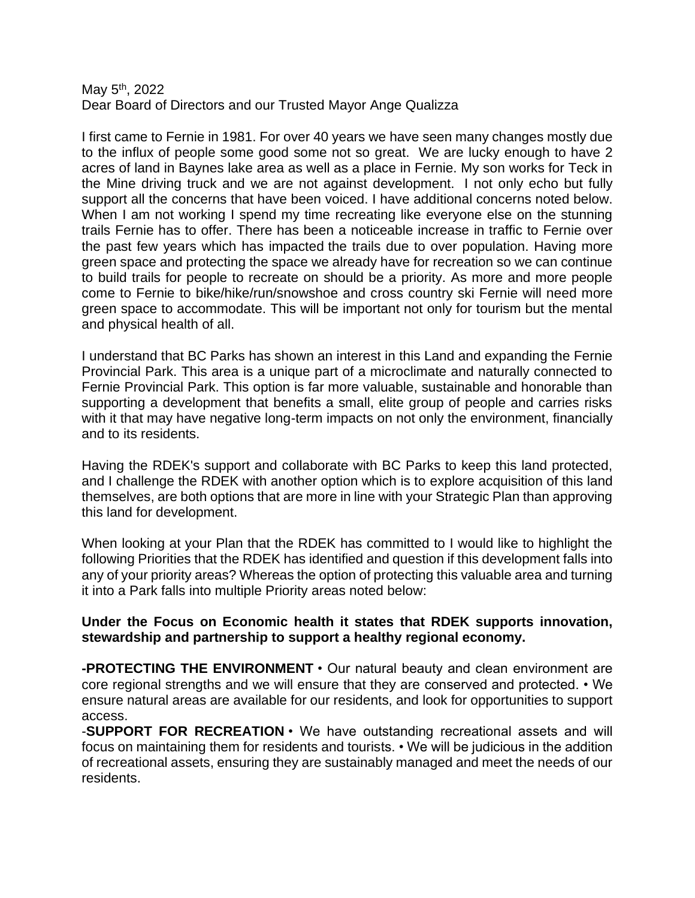May 5th, 2022
Dear Board of Directors and our Trusted Mayor Ange Qualizza

I first came to Fernie in 1981. For over 40 years we have seen many changes mostly due to the influx of people some good some not so great. We are lucky enough to have 2 acres of land in Baynes lake area as well as a place in Fernie. My son works for Teck in the Mine driving truck and we are not against development. I not only echo but fully support all the concerns that have been voiced. I have additional concerns noted below. When I am not working I spend my time recreating like everyone else on the stunning trails Fernie has to offer. There has been a noticeable increase in traffic to Fernie over the past few years which has impacted the trails due to over population. Having more green space and protecting the space we already have for recreation so we can continue to build trails for people to recreate on should be a priority. As more and more people come to Fernie to bike/hike/run/snowshoe and cross country ski Fernie will need more green space to accommodate. This will be important not only for tourism but the mental and physical health of all.

I understand that BC Parks has shown an interest in this Land and expanding the Fernie Provincial Park. This area is a unique part of a microclimate and naturally connected to Fernie Provincial Park. This option is far more valuable, sustainable and honorable than supporting a development that benefits a small, elite group of people and carries risks with it that may have negative long-term impacts on not only the environment, financially and to its residents.

Having the RDEK's support and collaborate with BC Parks to keep this land protected, and I challenge the RDEK with another option which is to explore acquisition of this land themselves, are both options that are more in line with your Strategic Plan than approving this land for development.

When looking at your Plan that the RDEK has committed to I would like to highlight the following Priorities that the RDEK has identified and question if this development falls into any of your priority areas? Whereas the option of protecting this valuable area and turning it into a Park falls into multiple Priority areas noted below:

**Under the Focus on Economic health it states that RDEK supports innovation, stewardship and partnership to support a healthy regional economy.**

**-PROTECTING THE ENVIRONMENT** • Our natural beauty and clean environment are core regional strengths and we will ensure that they are conserved and protected. • We ensure natural areas are available for our residents, and look for opportunities to support access.

-**SUPPORT FOR RECREATION** • We have outstanding recreational assets and will focus on maintaining them for residents and tourists. • We will be judicious in the addition of recreational assets, ensuring they are sustainably managed and meet the needs of our residents.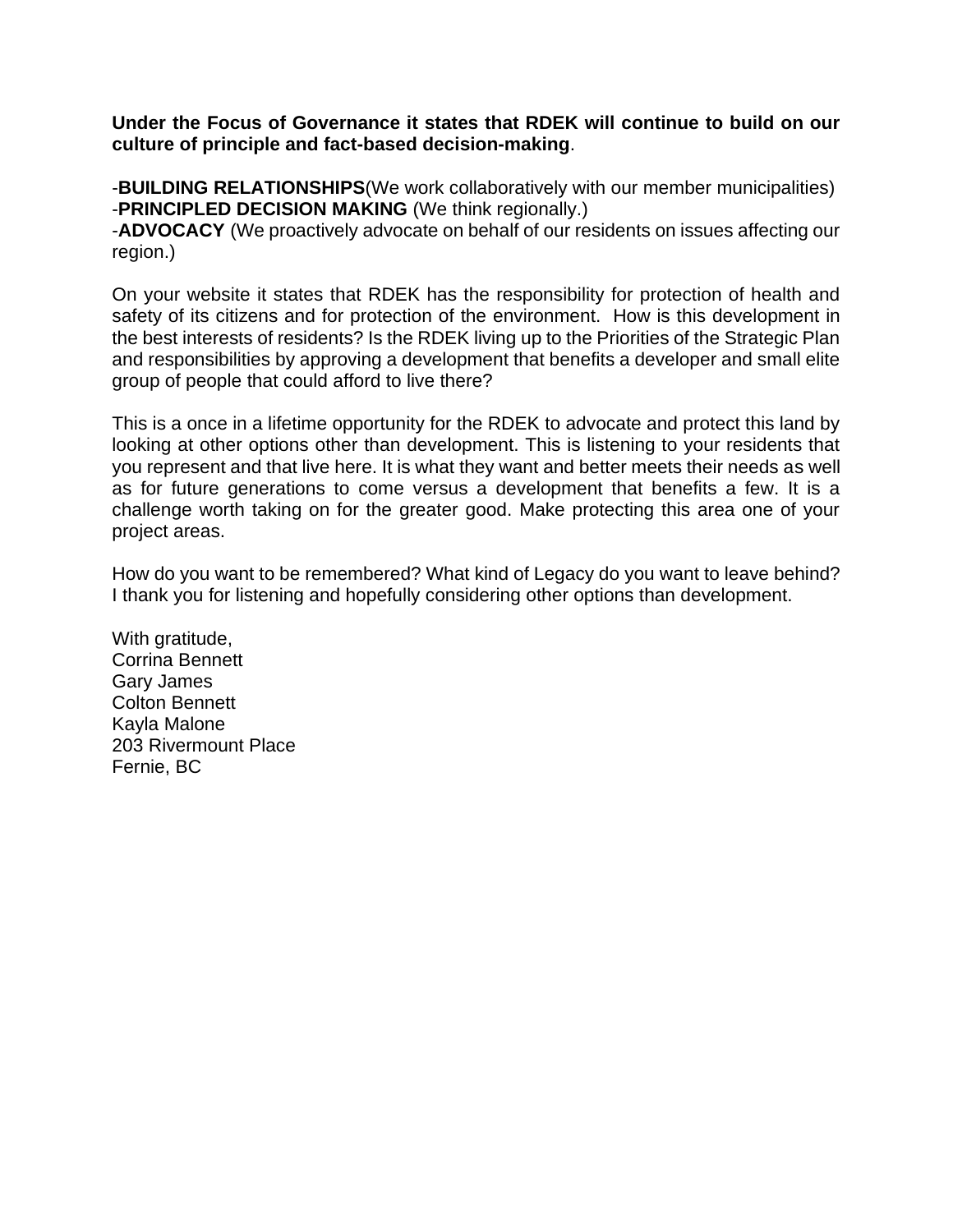**Under the Focus of Governance it states that RDEK will continue to build on our culture of principle and fact-based decision-making**.

-**BUILDING RELATIONSHIPS**(We work collaboratively with our member municipalities)
-**PRINCIPLED DECISION MAKING** (We think regionally.)
-**ADVOCACY** (We proactively advocate on behalf of our residents on issues affecting our region.)

On your website it states that RDEK has the responsibility for protection of health and safety of its citizens and for protection of the environment. How is this development in the best interests of residents? Is the RDEK living up to the Priorities of the Strategic Plan and responsibilities by approving a development that benefits a developer and small elite group of people that could afford to live there?

This is a once in a lifetime opportunity for the RDEK to advocate and protect this land by looking at other options other than development. This is listening to your residents that you represent and that live here. It is what they want and better meets their needs as well as for future generations to come versus a development that benefits a few. It is a challenge worth taking on for the greater good. Make protecting this area one of your project areas.

How do you want to be remembered? What kind of Legacy do you want to leave behind? I thank you for listening and hopefully considering other options than development.

With gratitude,
Corrina Bennett
Gary James
Colton Bennett
Kayla Malone
203 Rivermount Place
Fernie, BC